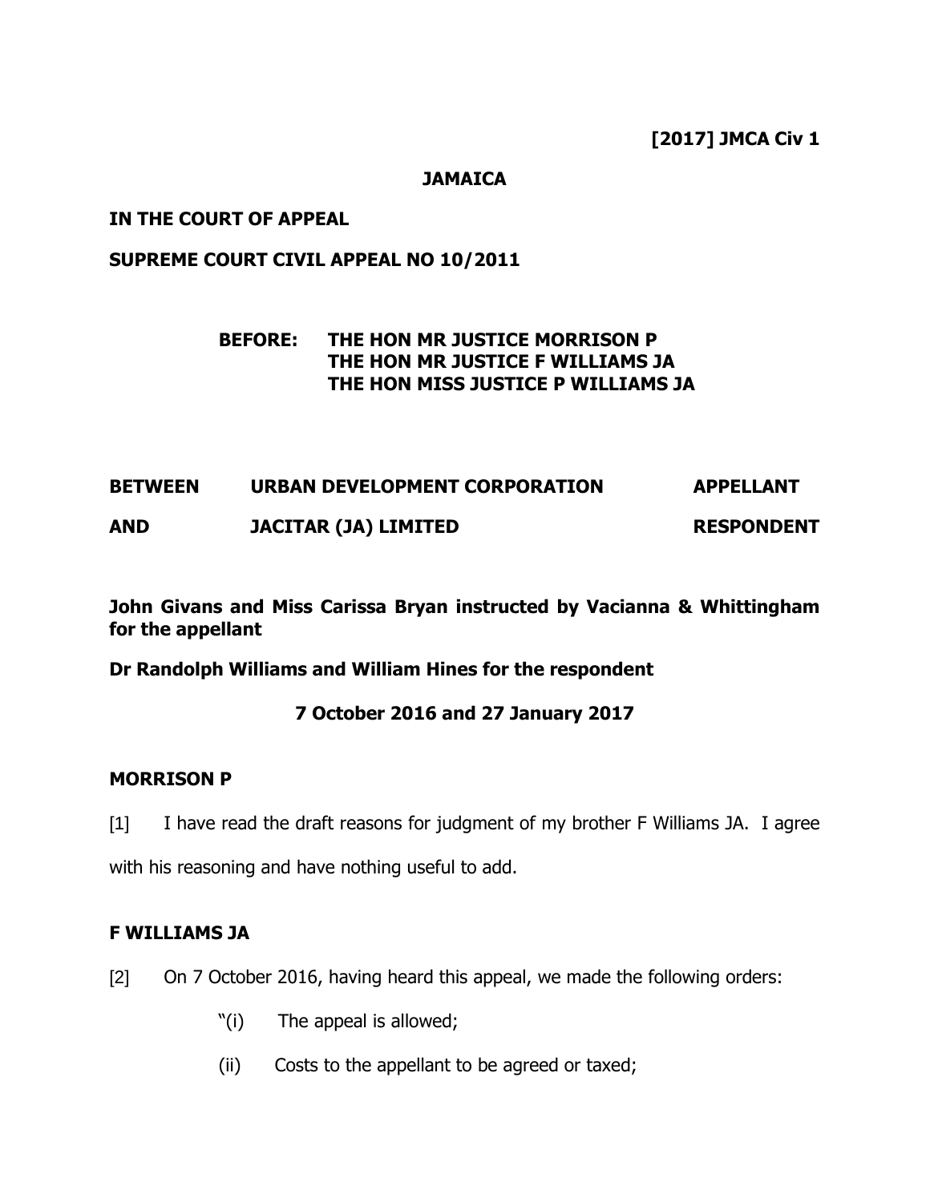**[2017] JMCA Civ 1**

**JAMAICA**

**IN THE COURT OF APPEAL**

**SUPREME COURT CIVIL APPEAL NO 10/2011**

**BEFORE: THE HON MR JUSTICE MORRISON P**
**THE HON MR JUSTICE F WILLIAMS JA**
**THE HON MISS JUSTICE P WILLIAMS JA**

| | | |
|---|---|---|
| **BETWEEN** | **URBAN DEVELOPMENT CORPORATION** | **APPELLANT** |
| **AND** | **JACITAR (JA) LIMITED** | **RESPONDENT** |

**John Givans and Miss Carissa Bryan instructed by Vacianna & Whittingham for the appellant**

**Dr Randolph Williams and William Hines for the respondent**

**7 October 2016 and 27 January 2017**

**MORRISON P**

[1] I have read the draft reasons for judgment of my brother F Williams JA. I agree with his reasoning and have nothing useful to add.

**F WILLIAMS JA**

[2] On 7 October 2016, having heard this appeal, we made the following orders:

"(i) The appeal is allowed;

(ii) Costs to the appellant to be agreed or taxed;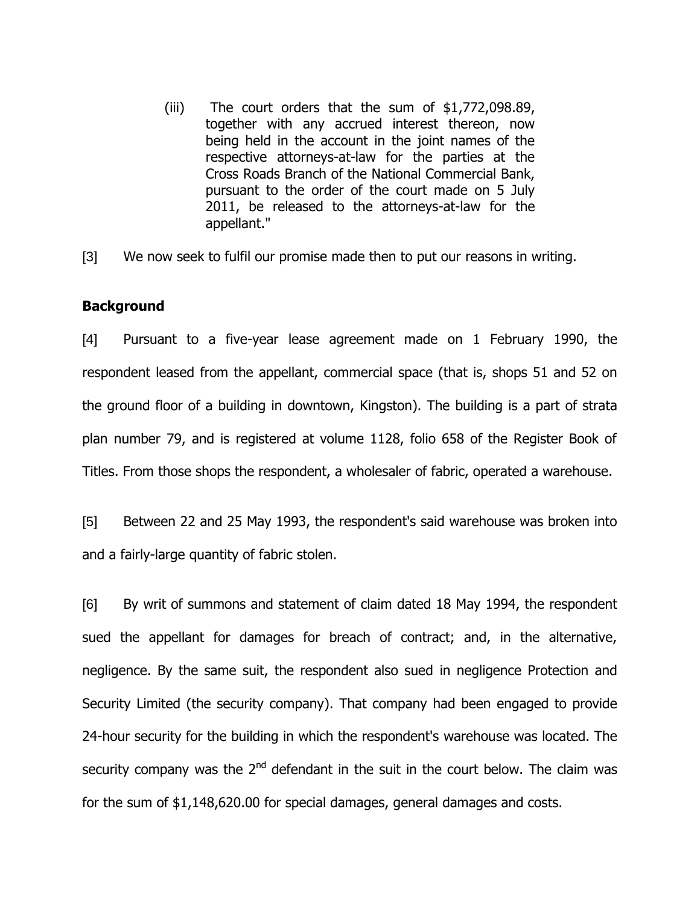(iii) The court orders that the sum of $1,772,098.89, together with any accrued interest thereon, now being held in the account in the joint names of the respective attorneys-at-law for the parties at the Cross Roads Branch of the National Commercial Bank, pursuant to the order of the court made on 5 July 2011, be released to the attorneys-at-law for the appellant."

[3] We now seek to fulfil our promise made then to put our reasons in writing.

**Background**

[4] Pursuant to a five-year lease agreement made on 1 February 1990, the respondent leased from the appellant, commercial space (that is, shops 51 and 52 on the ground floor of a building in downtown, Kingston). The building is a part of strata plan number 79, and is registered at volume 1128, folio 658 of the Register Book of Titles. From those shops the respondent, a wholesaler of fabric, operated a warehouse.

[5] Between 22 and 25 May 1993, the respondent's said warehouse was broken into and a fairly-large quantity of fabric stolen.

[6] By writ of summons and statement of claim dated 18 May 1994, the respondent sued the appellant for damages for breach of contract; and, in the alternative, negligence. By the same suit, the respondent also sued in negligence Protection and Security Limited (the security company). That company had been engaged to provide 24-hour security for the building in which the respondent's warehouse was located. The security company was the 2nd defendant in the suit in the court below. The claim was for the sum of $1,148,620.00 for special damages, general damages and costs.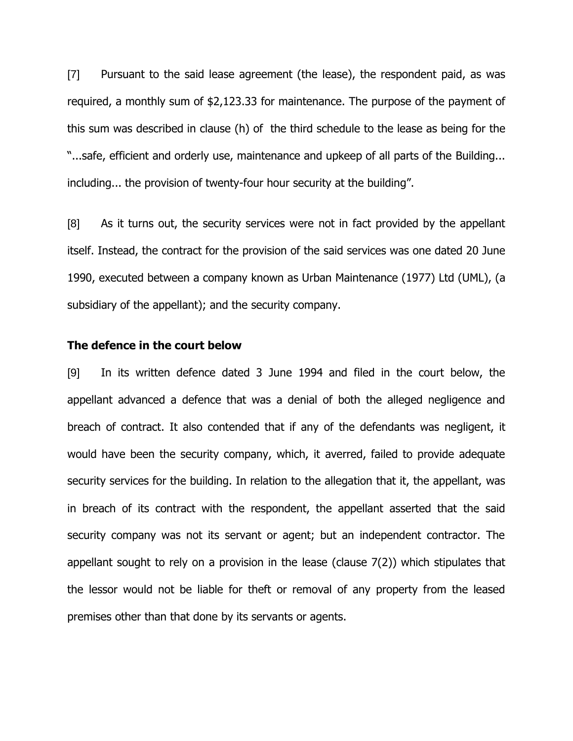[7] Pursuant to the said lease agreement (the lease), the respondent paid, as was required, a monthly sum of $2,123.33 for maintenance. The purpose of the payment of this sum was described in clause (h) of the third schedule to the lease as being for the "...safe, efficient and orderly use, maintenance and upkeep of all parts of the Building... including... the provision of twenty-four hour security at the building".

[8] As it turns out, the security services were not in fact provided by the appellant itself. Instead, the contract for the provision of the said services was one dated 20 June 1990, executed between a company known as Urban Maintenance (1977) Ltd (UML), (a subsidiary of the appellant); and the security company.

**The defence in the court below**

[9] In its written defence dated 3 June 1994 and filed in the court below, the appellant advanced a defence that was a denial of both the alleged negligence and breach of contract. It also contended that if any of the defendants was negligent, it would have been the security company, which, it averred, failed to provide adequate security services for the building. In relation to the allegation that it, the appellant, was in breach of its contract with the respondent, the appellant asserted that the said security company was not its servant or agent; but an independent contractor. The appellant sought to rely on a provision in the lease (clause 7(2)) which stipulates that the lessor would not be liable for theft or removal of any property from the leased premises other than that done by its servants or agents.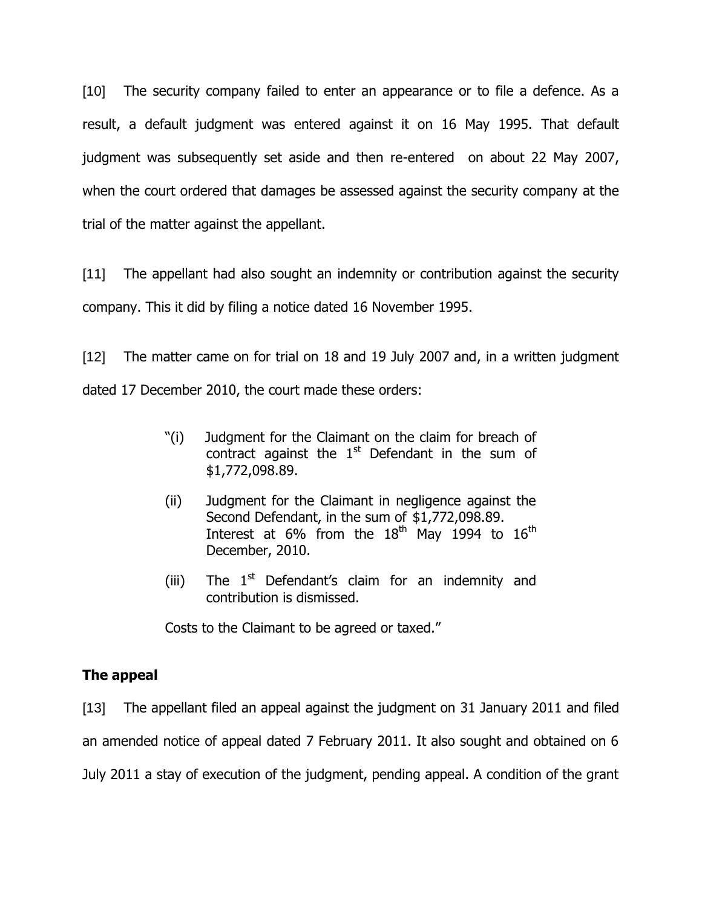[10] The security company failed to enter an appearance or to file a defence. As a result, a default judgment was entered against it on 16 May 1995. That default judgment was subsequently set aside and then re-entered on about 22 May 2007, when the court ordered that damages be assessed against the security company at the trial of the matter against the appellant.

[11] The appellant had also sought an indemnity or contribution against the security company. This it did by filing a notice dated 16 November 1995.

[12] The matter came on for trial on 18 and 19 July 2007 and, in a written judgment dated 17 December 2010, the court made these orders:

> "(i) Judgment for the Claimant on the claim for breach of contract against the 1st Defendant in the sum of $1,772,098.89.
>
> (ii) Judgment for the Claimant in negligence against the Second Defendant, in the sum of $1,772,098.89. Interest at 6% from the 18th May 1994 to 16th December, 2010.
>
> (iii) The 1st Defendant's claim for an indemnity and contribution is dismissed.
>
> Costs to the Claimant to be agreed or taxed."

## The appeal

[13] The appellant filed an appeal against the judgment on 31 January 2011 and filed an amended notice of appeal dated 7 February 2011. It also sought and obtained on 6 July 2011 a stay of execution of the judgment, pending appeal. A condition of the grant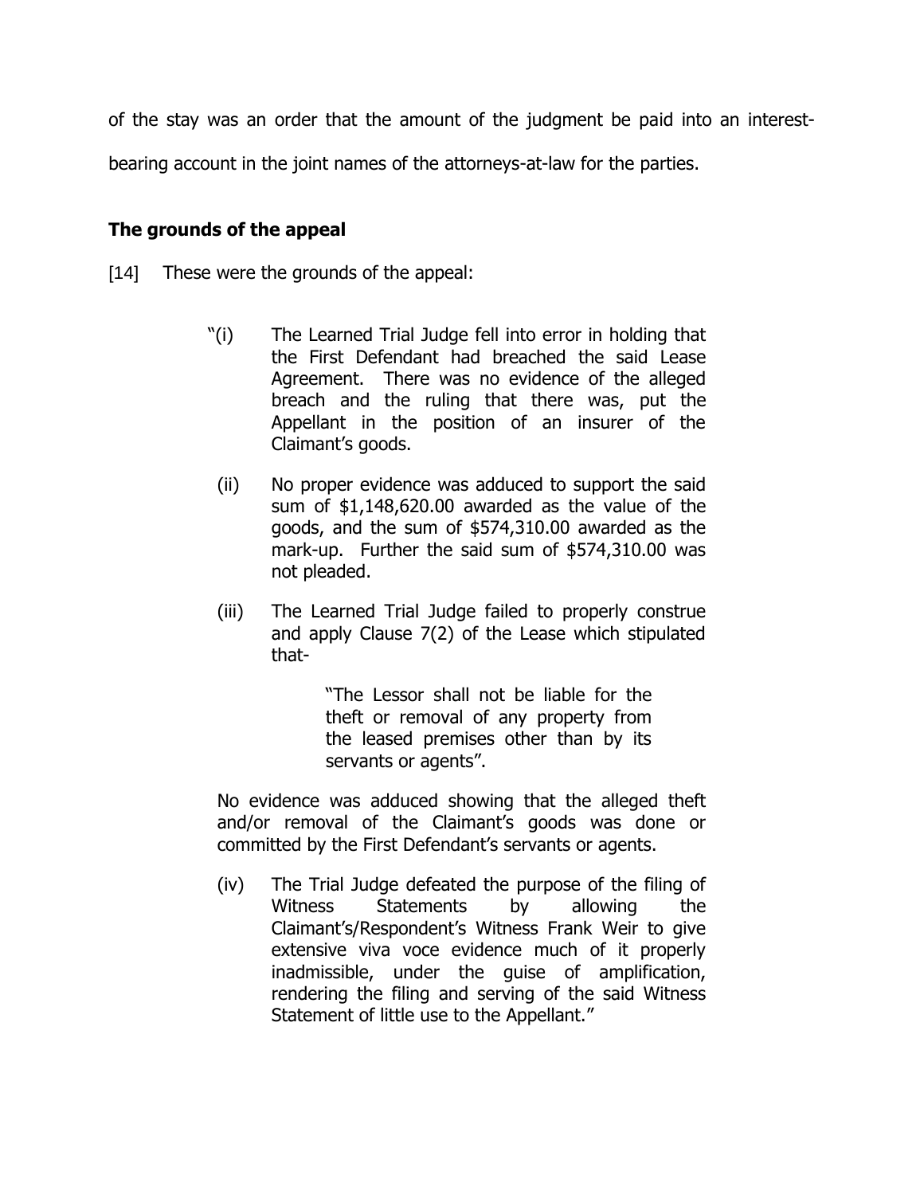of the stay was an order that the amount of the judgment be paid into an interest-bearing account in the joint names of the attorneys-at-law for the parties.

**The grounds of the appeal**

[14] These were the grounds of the appeal:

> "(i) The Learned Trial Judge fell into error in holding that the First Defendant had breached the said Lease Agreement. There was no evidence of the alleged breach and the ruling that there was, put the Appellant in the position of an insurer of the Claimant's goods.
>
> (ii) No proper evidence was adduced to support the said sum of $1,148,620.00 awarded as the value of the goods, and the sum of $574,310.00 awarded as the mark-up. Further the said sum of $574,310.00 was not pleaded.
>
> (iii) The Learned Trial Judge failed to properly construe and apply Clause 7(2) of the Lease which stipulated that-
>
> > "The Lessor shall not be liable for the theft or removal of any property from the leased premises other than by its servants or agents".
>
> No evidence was adduced showing that the alleged theft and/or removal of the Claimant's goods was done or committed by the First Defendant's servants or agents.
>
> (iv) The Trial Judge defeated the purpose of the filing of Witness Statements by allowing the Claimant's/Respondent's Witness Frank Weir to give extensive viva voce evidence much of it properly inadmissible, under the guise of amplification, rendering the filing and serving of the said Witness Statement of little use to the Appellant."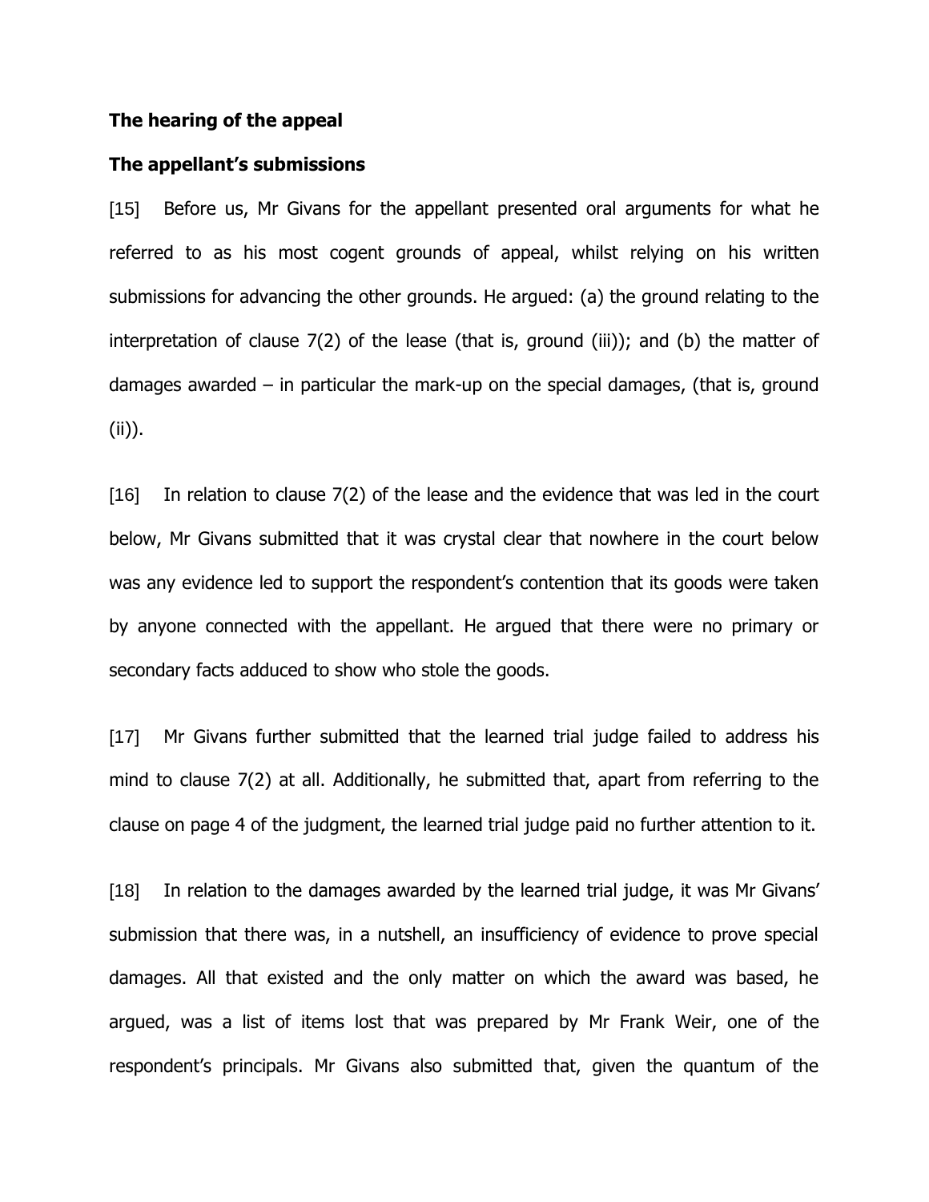**The hearing of the appeal**

**The appellant's submissions**

[15] Before us, Mr Givans for the appellant presented oral arguments for what he referred to as his most cogent grounds of appeal, whilst relying on his written submissions for advancing the other grounds. He argued: (a) the ground relating to the interpretation of clause 7(2) of the lease (that is, ground (iii)); and (b) the matter of damages awarded – in particular the mark-up on the special damages, (that is, ground (ii)).

[16] In relation to clause 7(2) of the lease and the evidence that was led in the court below, Mr Givans submitted that it was crystal clear that nowhere in the court below was any evidence led to support the respondent's contention that its goods were taken by anyone connected with the appellant. He argued that there were no primary or secondary facts adduced to show who stole the goods.

[17] Mr Givans further submitted that the learned trial judge failed to address his mind to clause 7(2) at all. Additionally, he submitted that, apart from referring to the clause on page 4 of the judgment, the learned trial judge paid no further attention to it.

[18] In relation to the damages awarded by the learned trial judge, it was Mr Givans' submission that there was, in a nutshell, an insufficiency of evidence to prove special damages. All that existed and the only matter on which the award was based, he argued, was a list of items lost that was prepared by Mr Frank Weir, one of the respondent's principals. Mr Givans also submitted that, given the quantum of the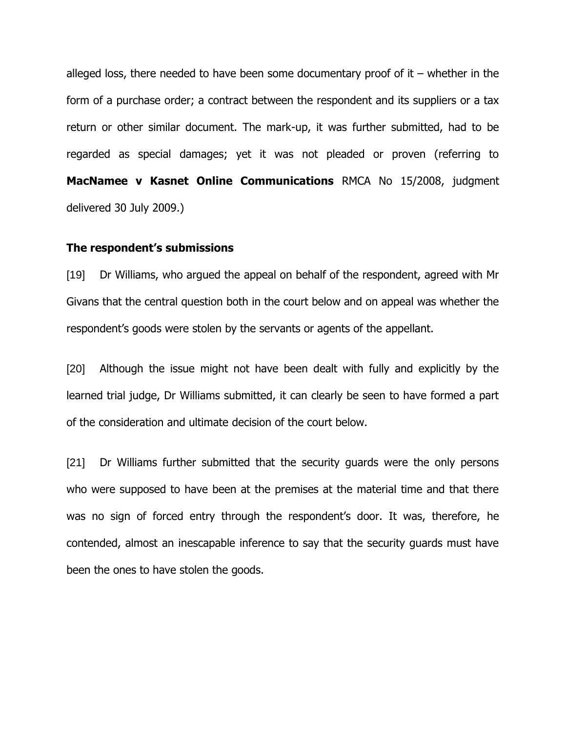alleged loss, there needed to have been some documentary proof of it – whether in the form of a purchase order; a contract between the respondent and its suppliers or a tax return or other similar document. The mark-up, it was further submitted, had to be regarded as special damages; yet it was not pleaded or proven (referring to **MacNamee v Kasnet Online Communications** RMCA No 15/2008, judgment delivered 30 July 2009.)

### The respondent's submissions

[19] Dr Williams, who argued the appeal on behalf of the respondent, agreed with Mr Givans that the central question both in the court below and on appeal was whether the respondent's goods were stolen by the servants or agents of the appellant.

[20] Although the issue might not have been dealt with fully and explicitly by the learned trial judge, Dr Williams submitted, it can clearly be seen to have formed a part of the consideration and ultimate decision of the court below.

[21] Dr Williams further submitted that the security guards were the only persons who were supposed to have been at the premises at the material time and that there was no sign of forced entry through the respondent's door. It was, therefore, he contended, almost an inescapable inference to say that the security guards must have been the ones to have stolen the goods.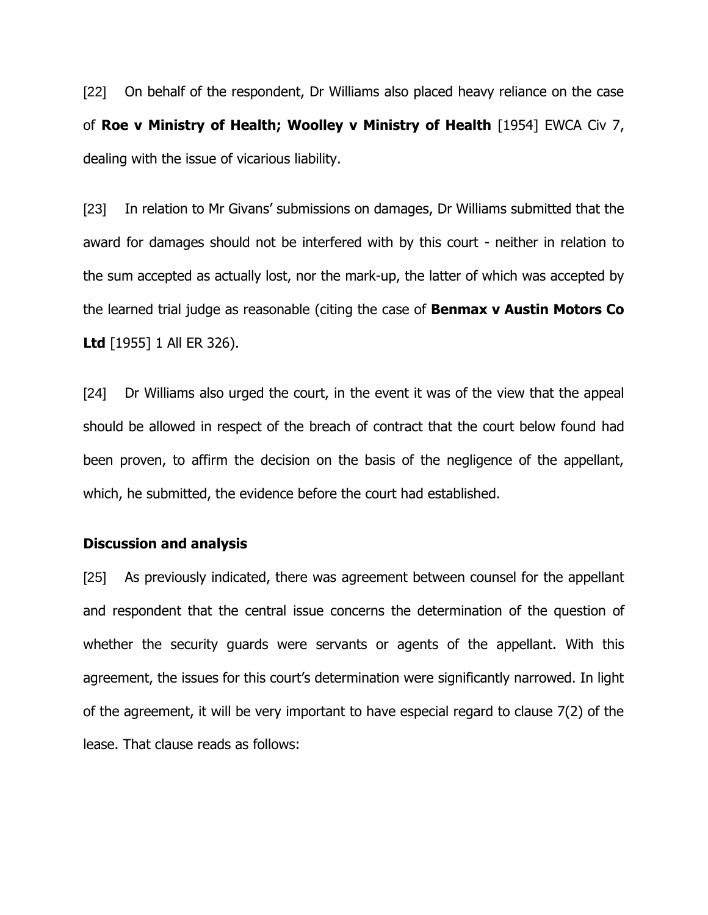[22] On behalf of the respondent, Dr Williams also placed heavy reliance on the case of **Roe v Ministry of Health; Woolley v Ministry of Health** [1954] EWCA Civ 7, dealing with the issue of vicarious liability.

[23] In relation to Mr Givans' submissions on damages, Dr Williams submitted that the award for damages should not be interfered with by this court - neither in relation to the sum accepted as actually lost, nor the mark-up, the latter of which was accepted by the learned trial judge as reasonable (citing the case of **Benmax v Austin Motors Co Ltd** [1955] 1 All ER 326).

[24] Dr Williams also urged the court, in the event it was of the view that the appeal should be allowed in respect of the breach of contract that the court below found had been proven, to affirm the decision on the basis of the negligence of the appellant, which, he submitted, the evidence before the court had established.

**Discussion and analysis**

[25] As previously indicated, there was agreement between counsel for the appellant and respondent that the central issue concerns the determination of the question of whether the security guards were servants or agents of the appellant. With this agreement, the issues for this court's determination were significantly narrowed. In light of the agreement, it will be very important to have especial regard to clause 7(2) of the lease. That clause reads as follows: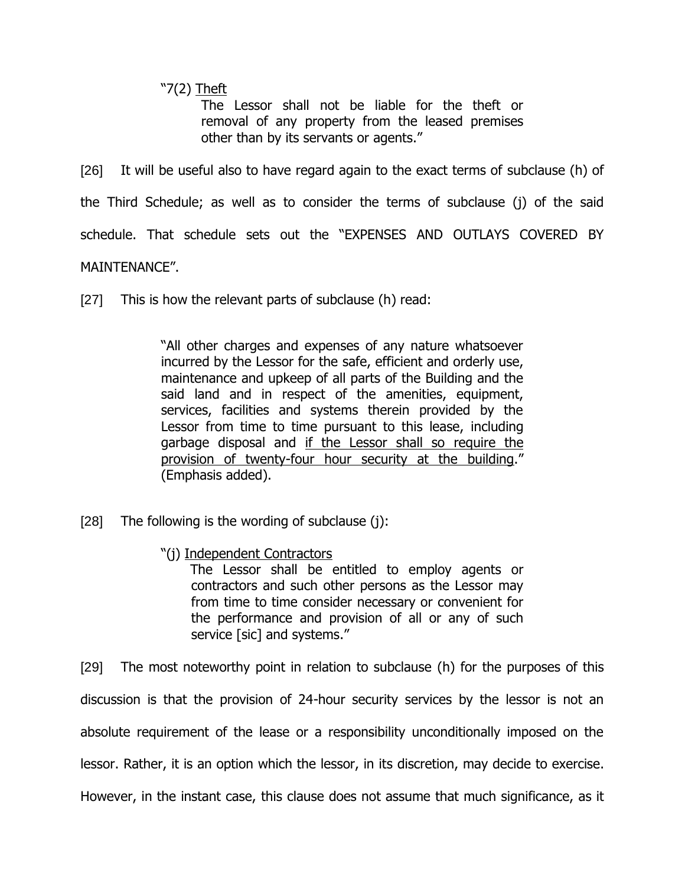> "7(2) <u>Theft</u>
>
> The Lessor shall not be liable for the theft or removal of any property from the leased premises other than by its servants or agents."

[26] It will be useful also to have regard again to the exact terms of subclause (h) of the Third Schedule; as well as to consider the terms of subclause (j) of the said schedule. That schedule sets out the "EXPENSES AND OUTLAYS COVERED BY MAINTENANCE".

[27] This is how the relevant parts of subclause (h) read:

> "All other charges and expenses of any nature whatsoever incurred by the Lessor for the safe, efficient and orderly use, maintenance and upkeep of all parts of the Building and the said land and in respect of the amenities, equipment, services, facilities and systems therein provided by the Lessor from time to time pursuant to this lease, including garbage disposal and <u>if the Lessor shall so require the provision of twenty-four hour security at the building</u>." (Emphasis added).

[28] The following is the wording of subclause (j):

> "(j) <u>Independent Contractors</u>
>
> The Lessor shall be entitled to employ agents or contractors and such other persons as the Lessor may from time to time consider necessary or convenient for the performance and provision of all or any of such service [sic] and systems."

[29] The most noteworthy point in relation to subclause (h) for the purposes of this discussion is that the provision of 24-hour security services by the lessor is not an absolute requirement of the lease or a responsibility unconditionally imposed on the lessor. Rather, it is an option which the lessor, in its discretion, may decide to exercise. However, in the instant case, this clause does not assume that much significance, as it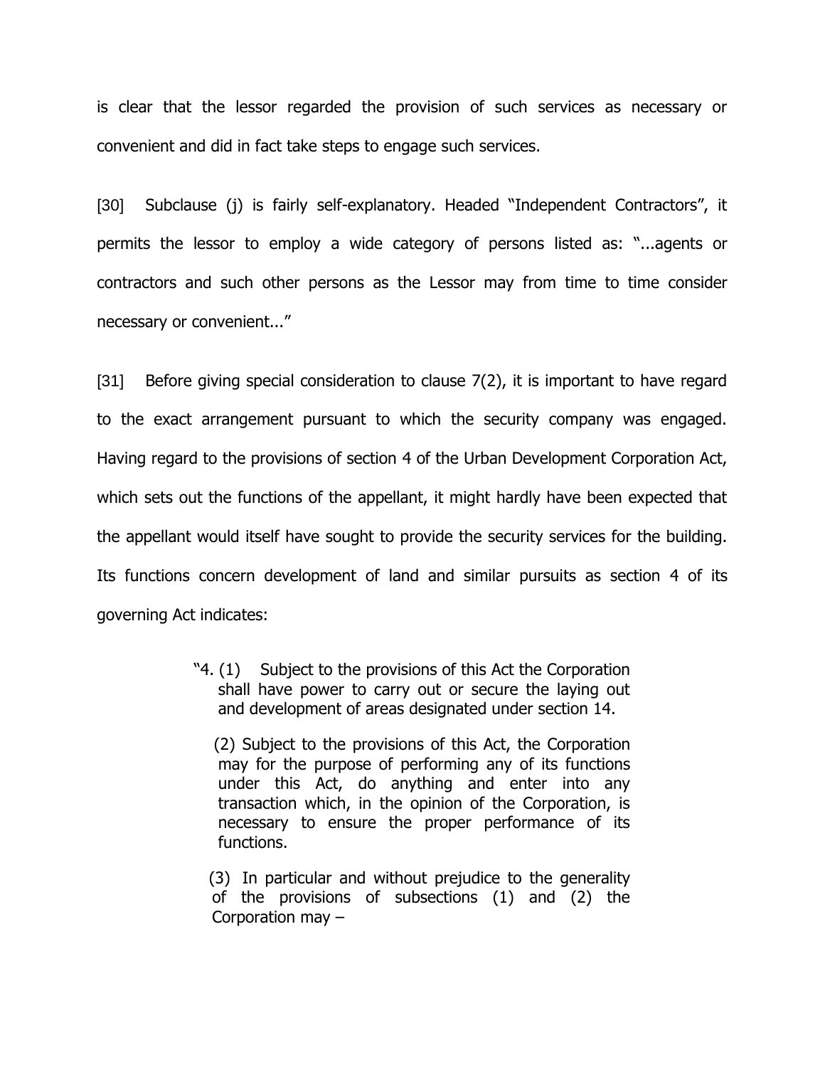is clear that the lessor regarded the provision of such services as necessary or convenient and did in fact take steps to engage such services.

[30] Subclause (j) is fairly self-explanatory. Headed "Independent Contractors", it permits the lessor to employ a wide category of persons listed as: "...agents or contractors and such other persons as the Lessor may from time to time consider necessary or convenient..."

[31] Before giving special consideration to clause 7(2), it is important to have regard to the exact arrangement pursuant to which the security company was engaged. Having regard to the provisions of section 4 of the Urban Development Corporation Act, which sets out the functions of the appellant, it might hardly have been expected that the appellant would itself have sought to provide the security services for the building. Its functions concern development of land and similar pursuits as section 4 of its governing Act indicates:

> "4. (1) Subject to the provisions of this Act the Corporation shall have power to carry out or secure the laying out and development of areas designated under section 14.
>
> (2) Subject to the provisions of this Act, the Corporation may for the purpose of performing any of its functions under this Act, do anything and enter into any transaction which, in the opinion of the Corporation, is necessary to ensure the proper performance of its functions.
>
> (3) In particular and without prejudice to the generality of the provisions of subsections (1) and (2) the Corporation may –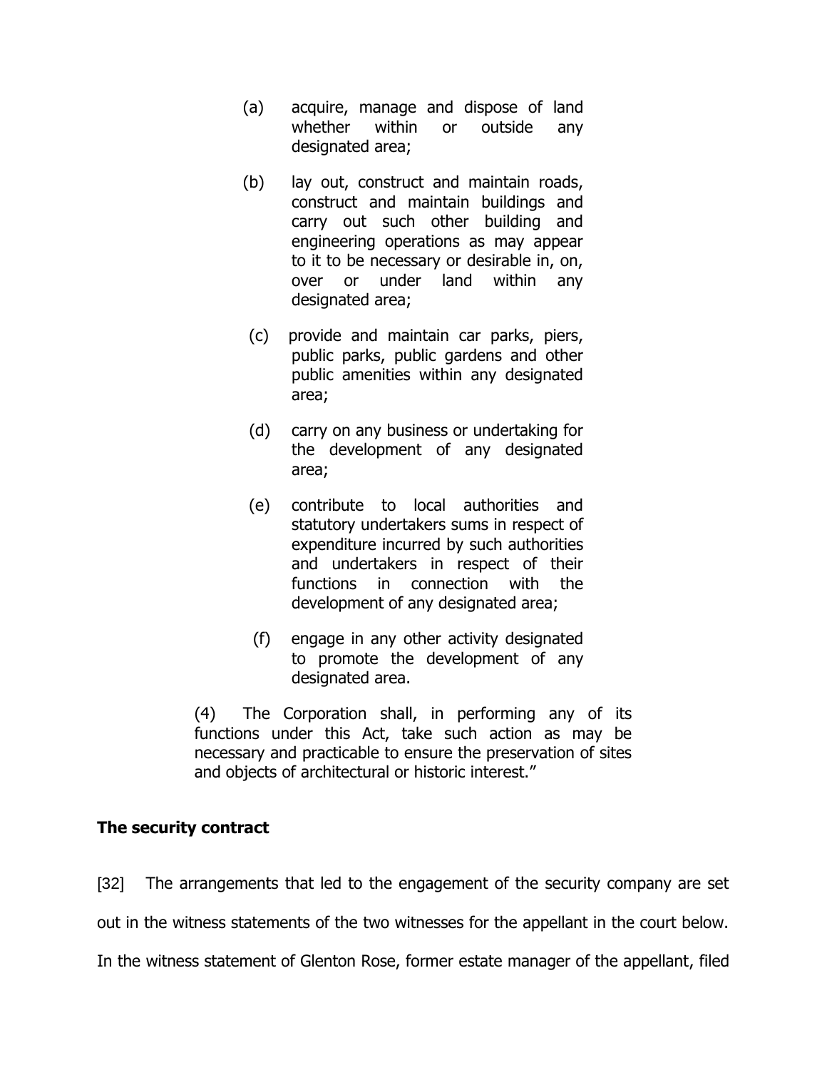> (a) acquire, manage and dispose of land whether within or outside any designated area;
>
> (b) lay out, construct and maintain roads, construct and maintain buildings and carry out such other building and engineering operations as may appear to it to be necessary or desirable in, on, over or under land within any designated area;
>
> (c) provide and maintain car parks, piers, public parks, public gardens and other public amenities within any designated area;
>
> (d) carry on any business or undertaking for the development of any designated area;
>
> (e) contribute to local authorities and statutory undertakers sums in respect of expenditure incurred by such authorities and undertakers in respect of their functions in connection with the development of any designated area;
>
> (f) engage in any other activity designated to promote the development of any designated area.
>
> (4) The Corporation shall, in performing any of its functions under this Act, take such action as may be necessary and practicable to ensure the preservation of sites and objects of architectural or historic interest."

**The security contract**

[32] The arrangements that led to the engagement of the security company are set out in the witness statements of the two witnesses for the appellant in the court below. In the witness statement of Glenton Rose, former estate manager of the appellant, filed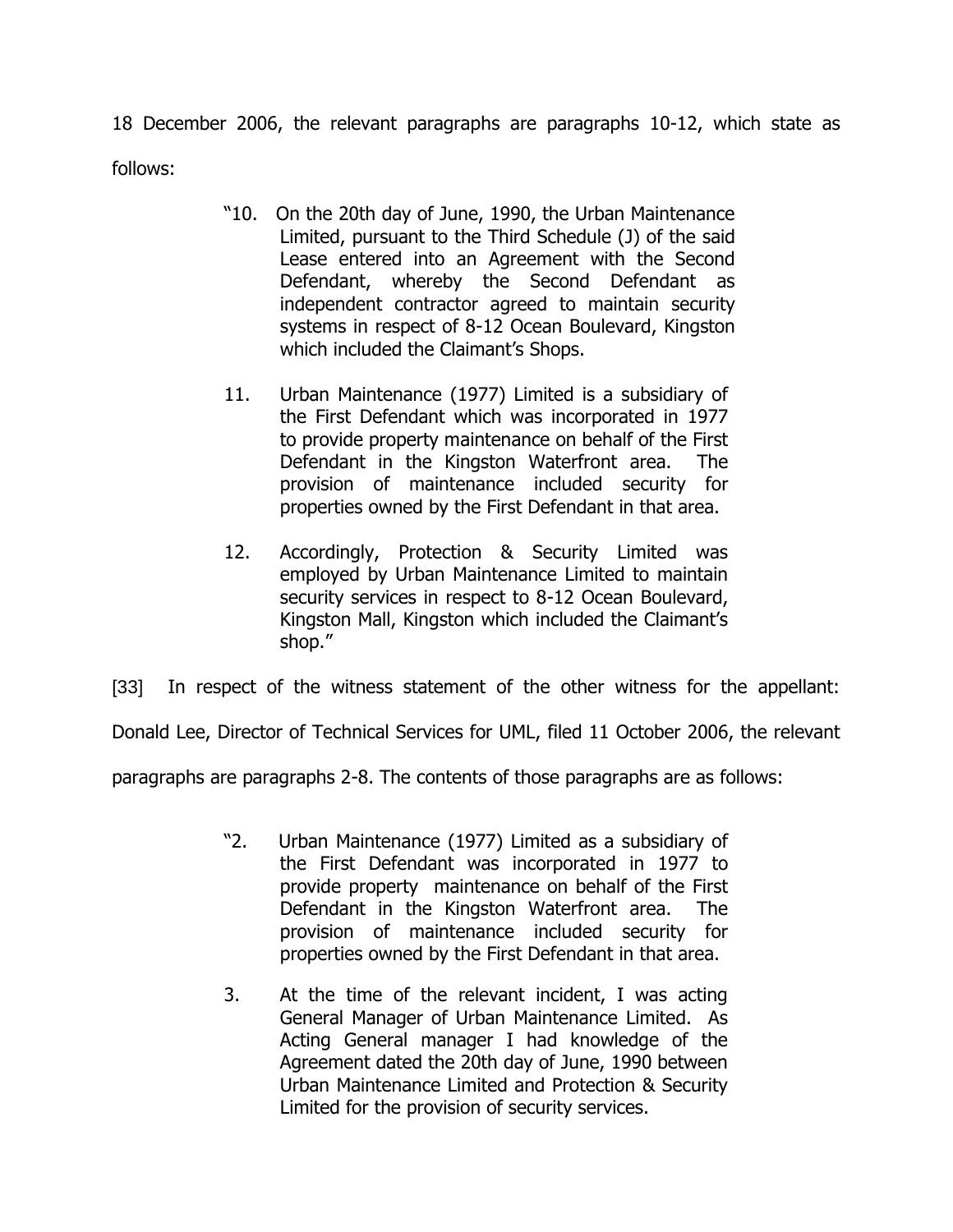18 December 2006, the relevant paragraphs are paragraphs 10-12, which state as follows:

> "10. On the 20th day of June, 1990, the Urban Maintenance Limited, pursuant to the Third Schedule (J) of the said Lease entered into an Agreement with the Second Defendant, whereby the Second Defendant as independent contractor agreed to maintain security systems in respect of 8-12 Ocean Boulevard, Kingston which included the Claimant's Shops.
>
> 11. Urban Maintenance (1977) Limited is a subsidiary of the First Defendant which was incorporated in 1977 to provide property maintenance on behalf of the First Defendant in the Kingston Waterfront area. The provision of maintenance included security for properties owned by the First Defendant in that area.
>
> 12. Accordingly, Protection & Security Limited was employed by Urban Maintenance Limited to maintain security services in respect to 8-12 Ocean Boulevard, Kingston Mall, Kingston which included the Claimant's shop."

[33] In respect of the witness statement of the other witness for the appellant: Donald Lee, Director of Technical Services for UML, filed 11 October 2006, the relevant paragraphs are paragraphs 2-8. The contents of those paragraphs are as follows:

> "2. Urban Maintenance (1977) Limited as a subsidiary of the First Defendant was incorporated in 1977 to provide property maintenance on behalf of the First Defendant in the Kingston Waterfront area. The provision of maintenance included security for properties owned by the First Defendant in that area.
>
> 3. At the time of the relevant incident, I was acting General Manager of Urban Maintenance Limited. As Acting General manager I had knowledge of the Agreement dated the 20th day of June, 1990 between Urban Maintenance Limited and Protection & Security Limited for the provision of security services.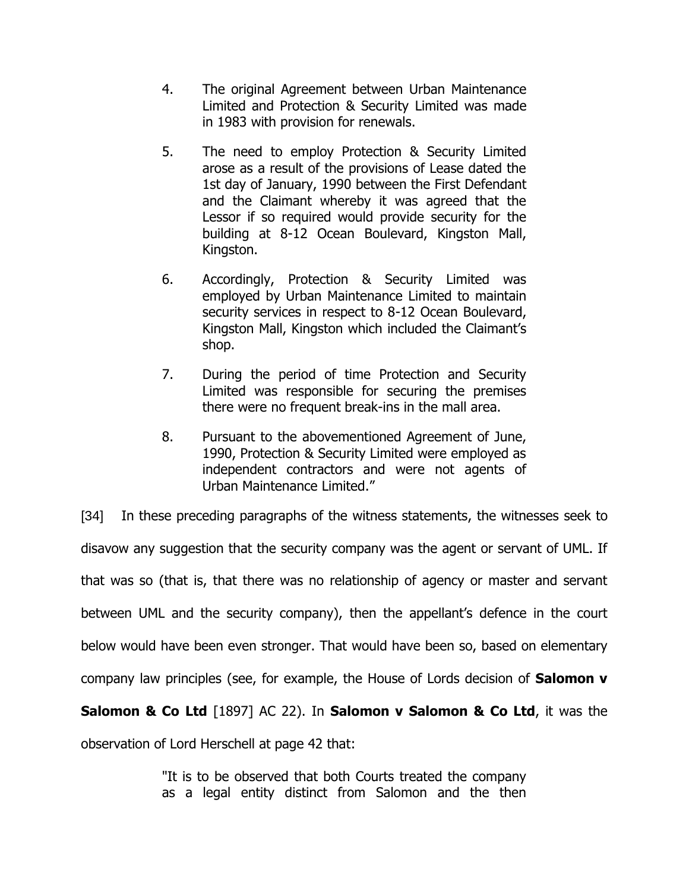> 4. The original Agreement between Urban Maintenance Limited and Protection & Security Limited was made in 1983 with provision for renewals.
>
> 5. The need to employ Protection & Security Limited arose as a result of the provisions of Lease dated the 1st day of January, 1990 between the First Defendant and the Claimant whereby it was agreed that the Lessor if so required would provide security for the building at 8-12 Ocean Boulevard, Kingston Mall, Kingston.
>
> 6. Accordingly, Protection & Security Limited was employed by Urban Maintenance Limited to maintain security services in respect to 8-12 Ocean Boulevard, Kingston Mall, Kingston which included the Claimant's shop.
>
> 7. During the period of time Protection and Security Limited was responsible for securing the premises there were no frequent break-ins in the mall area.
>
> 8. Pursuant to the abovementioned Agreement of June, 1990, Protection & Security Limited were employed as independent contractors and were not agents of Urban Maintenance Limited."

[34] In these preceding paragraphs of the witness statements, the witnesses seek to disavow any suggestion that the security company was the agent or servant of UML. If that was so (that is, that there was no relationship of agency or master and servant between UML and the security company), then the appellant's defence in the court below would have been even stronger. That would have been so, based on elementary company law principles (see, for example, the House of Lords decision of **Salomon v Salomon & Co Ltd** [1897] AC 22). In **Salomon v Salomon & Co Ltd**, it was the observation of Lord Herschell at page 42 that:

> "It is to be observed that both Courts treated the company as a legal entity distinct from Salomon and the then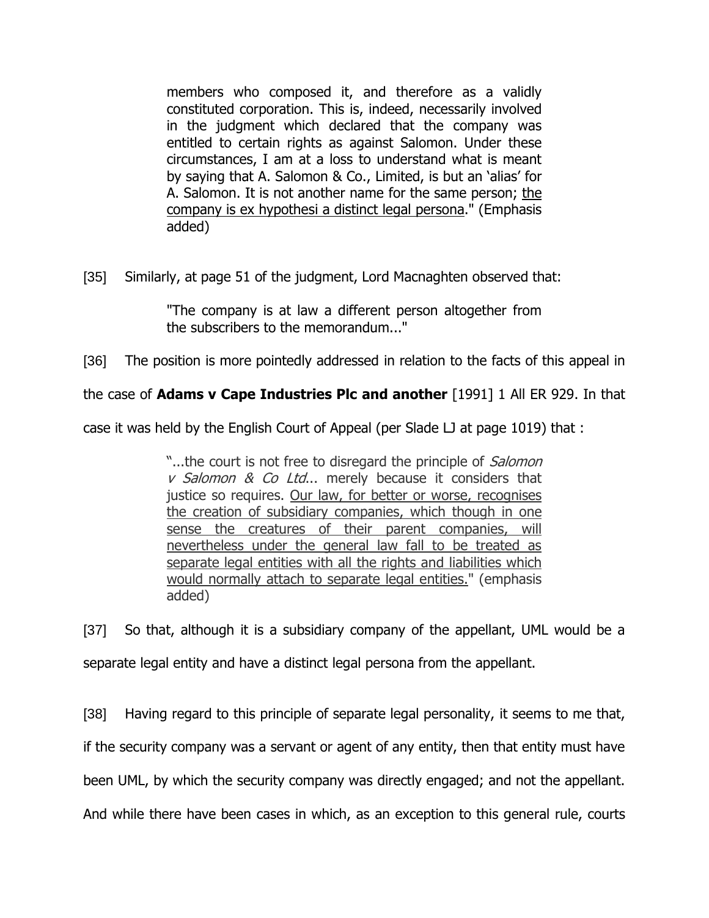> members who composed it, and therefore as a validly constituted corporation. This is, indeed, necessarily involved in the judgment which declared that the company was entitled to certain rights as against Salomon. Under these circumstances, I am at a loss to understand what is meant by saying that A. Salomon & Co., Limited, is but an 'alias' for A. Salomon. It is not another name for the same person; <u>the company is ex hypothesi a distinct legal persona</u>." (Emphasis added)

[35] Similarly, at page 51 of the judgment, Lord Macnaghten observed that:

> "The company is at law a different person altogether from the subscribers to the memorandum..."

[36] The position is more pointedly addressed in relation to the facts of this appeal in the case of **Adams v Cape Industries Plc and another** [1991] 1 All ER 929. In that case it was held by the English Court of Appeal (per Slade LJ at page 1019) that :

> "...the court is not free to disregard the principle of *Salomon v Salomon & Co Ltd*... merely because it considers that justice so requires. <u>Our law, for better or worse, recognises the creation of subsidiary companies, which though in one sense the creatures of their parent companies, will nevertheless under the general law fall to be treated as separate legal entities with all the rights and liabilities which would normally attach to separate legal entities.</u>" (emphasis added)

[37] So that, although it is a subsidiary company of the appellant, UML would be a separate legal entity and have a distinct legal persona from the appellant.

[38] Having regard to this principle of separate legal personality, it seems to me that, if the security company was a servant or agent of any entity, then that entity must have been UML, by which the security company was directly engaged; and not the appellant. And while there have been cases in which, as an exception to this general rule, courts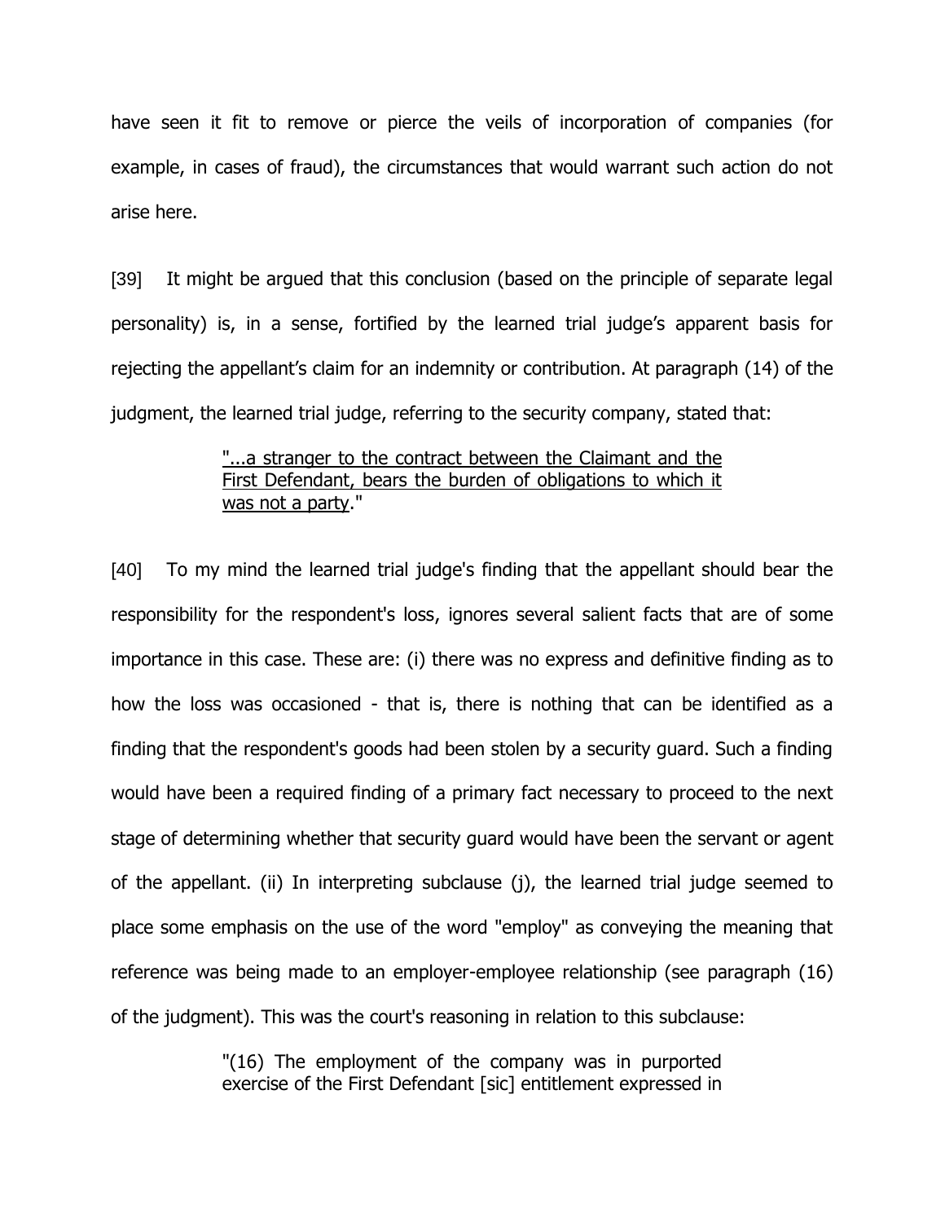have seen it fit to remove or pierce the veils of incorporation of companies (for example, in cases of fraud), the circumstances that would warrant such action do not arise here.

[39] It might be argued that this conclusion (based on the principle of separate legal personality) is, in a sense, fortified by the learned trial judge's apparent basis for rejecting the appellant's claim for an indemnity or contribution. At paragraph (14) of the judgment, the learned trial judge, referring to the security company, stated that:

> "...a stranger to the contract between the Claimant and the First Defendant, bears the burden of obligations to which it was not a party."

[40] To my mind the learned trial judge's finding that the appellant should bear the responsibility for the respondent's loss, ignores several salient facts that are of some importance in this case. These are: (i) there was no express and definitive finding as to how the loss was occasioned - that is, there is nothing that can be identified as a finding that the respondent's goods had been stolen by a security guard. Such a finding would have been a required finding of a primary fact necessary to proceed to the next stage of determining whether that security guard would have been the servant or agent of the appellant. (ii) In interpreting subclause (j), the learned trial judge seemed to place some emphasis on the use of the word "employ" as conveying the meaning that reference was being made to an employer-employee relationship (see paragraph (16) of the judgment). This was the court's reasoning in relation to this subclause:

> "(16) The employment of the company was in purported exercise of the First Defendant [sic] entitlement expressed in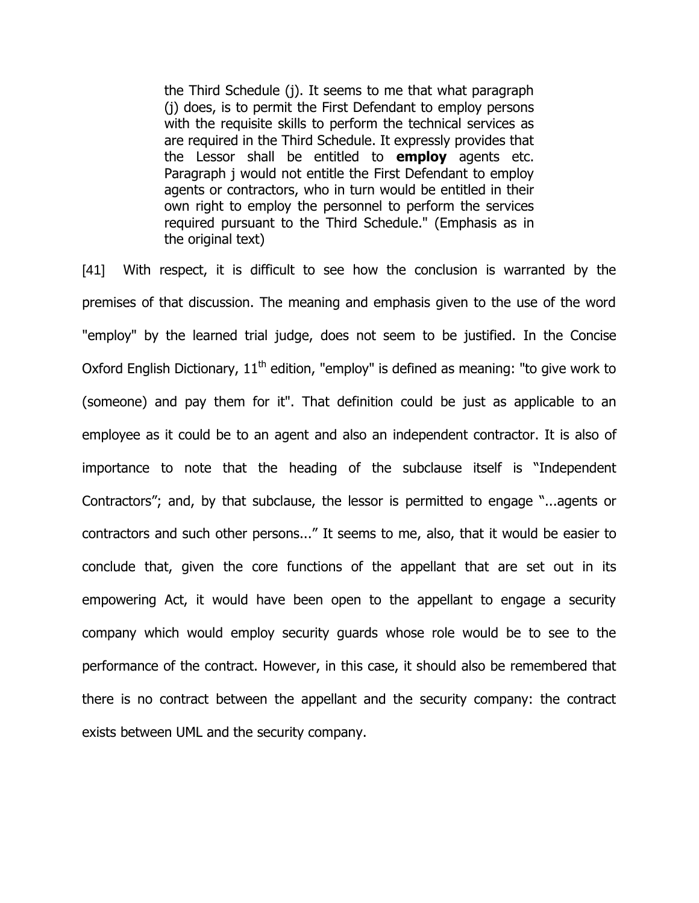> the Third Schedule (j). It seems to me that what paragraph (j) does, is to permit the First Defendant to employ persons with the requisite skills to perform the technical services as are required in the Third Schedule. It expressly provides that the Lessor shall be entitled to **employ** agents etc. Paragraph j would not entitle the First Defendant to employ agents or contractors, who in turn would be entitled in their own right to employ the personnel to perform the services required pursuant to the Third Schedule." (Emphasis as in the original text)

[41] With respect, it is difficult to see how the conclusion is warranted by the premises of that discussion. The meaning and emphasis given to the use of the word "employ" by the learned trial judge, does not seem to be justified. In the Concise Oxford English Dictionary, 11th edition, "employ" is defined as meaning: "to give work to (someone) and pay them for it". That definition could be just as applicable to an employee as it could be to an agent and also an independent contractor. It is also of importance to note that the heading of the subclause itself is "Independent Contractors"; and, by that subclause, the lessor is permitted to engage "...agents or contractors and such other persons..." It seems to me, also, that it would be easier to conclude that, given the core functions of the appellant that are set out in its empowering Act, it would have been open to the appellant to engage a security company which would employ security guards whose role would be to see to the performance of the contract. However, in this case, it should also be remembered that there is no contract between the appellant and the security company: the contract exists between UML and the security company.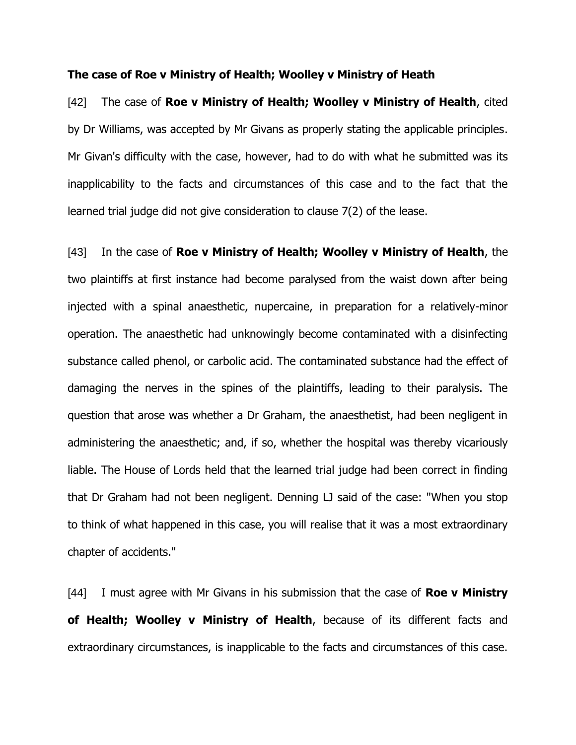**The case of Roe v Ministry of Health; Woolley v Ministry of Heath**

[42] The case of **Roe v Ministry of Health; Woolley v Ministry of Health**, cited by Dr Williams, was accepted by Mr Givans as properly stating the applicable principles. Mr Givan's difficulty with the case, however, had to do with what he submitted was its inapplicability to the facts and circumstances of this case and to the fact that the learned trial judge did not give consideration to clause 7(2) of the lease.

[43] In the case of **Roe v Ministry of Health; Woolley v Ministry of Health**, the two plaintiffs at first instance had become paralysed from the waist down after being injected with a spinal anaesthetic, nupercaine, in preparation for a relatively-minor operation. The anaesthetic had unknowingly become contaminated with a disinfecting substance called phenol, or carbolic acid. The contaminated substance had the effect of damaging the nerves in the spines of the plaintiffs, leading to their paralysis. The question that arose was whether a Dr Graham, the anaesthetist, had been negligent in administering the anaesthetic; and, if so, whether the hospital was thereby vicariously liable. The House of Lords held that the learned trial judge had been correct in finding that Dr Graham had not been negligent. Denning LJ said of the case: "When you stop to think of what happened in this case, you will realise that it was a most extraordinary chapter of accidents."

[44] I must agree with Mr Givans in his submission that the case of **Roe v Ministry of Health; Woolley v Ministry of Health**, because of its different facts and extraordinary circumstances, is inapplicable to the facts and circumstances of this case.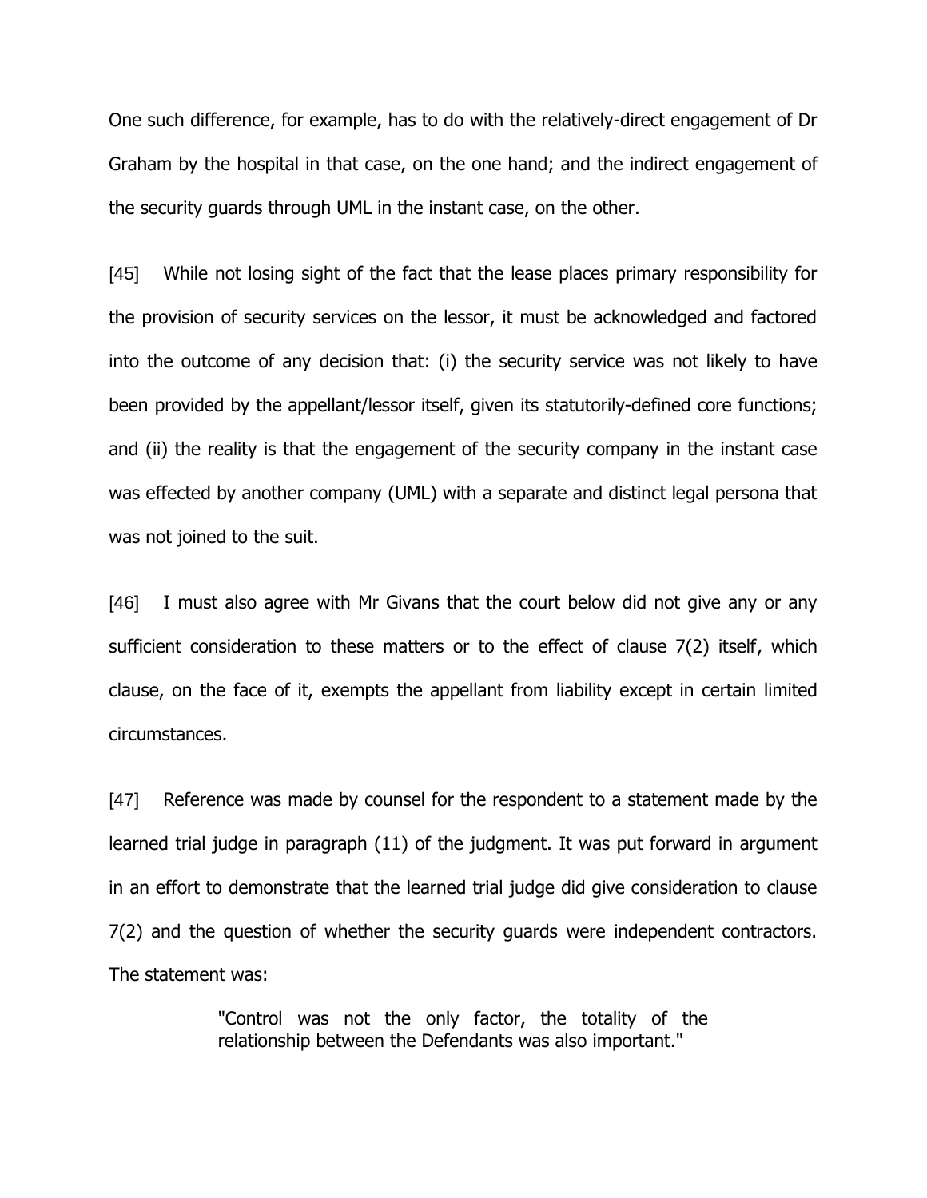One such difference, for example, has to do with the relatively-direct engagement of Dr Graham by the hospital in that case, on the one hand; and the indirect engagement of the security guards through UML in the instant case, on the other.

[45] While not losing sight of the fact that the lease places primary responsibility for the provision of security services on the lessor, it must be acknowledged and factored into the outcome of any decision that: (i) the security service was not likely to have been provided by the appellant/lessor itself, given its statutorily-defined core functions; and (ii) the reality is that the engagement of the security company in the instant case was effected by another company (UML) with a separate and distinct legal persona that was not joined to the suit.

[46] I must also agree with Mr Givans that the court below did not give any or any sufficient consideration to these matters or to the effect of clause 7(2) itself, which clause, on the face of it, exempts the appellant from liability except in certain limited circumstances.

[47] Reference was made by counsel for the respondent to a statement made by the learned trial judge in paragraph (11) of the judgment. It was put forward in argument in an effort to demonstrate that the learned trial judge did give consideration to clause 7(2) and the question of whether the security guards were independent contractors. The statement was:

> "Control was not the only factor, the totality of the relationship between the Defendants was also important."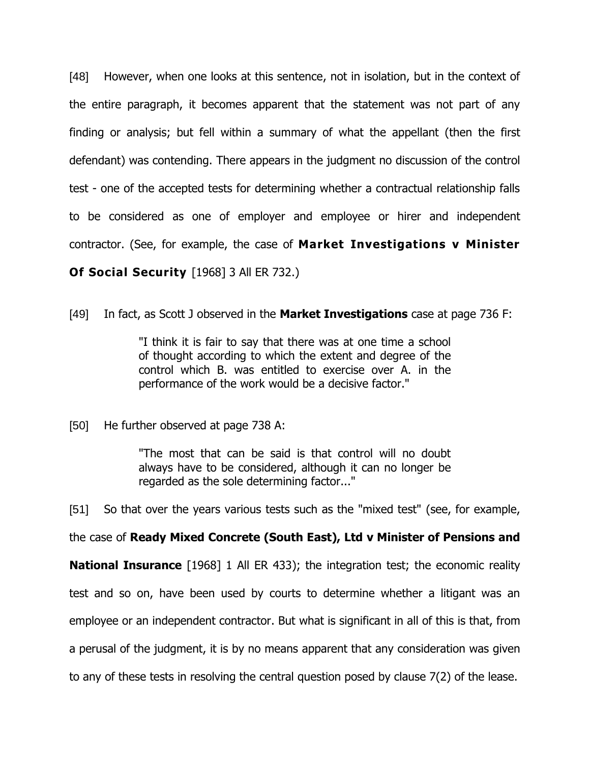[48] However, when one looks at this sentence, not in isolation, but in the context of the entire paragraph, it becomes apparent that the statement was not part of any finding or analysis; but fell within a summary of what the appellant (then the first defendant) was contending. There appears in the judgment no discussion of the control test - one of the accepted tests for determining whether a contractual relationship falls to be considered as one of employer and employee or hirer and independent contractor. (See, for example, the case of **Market Investigations v Minister Of Social Security** [1968] 3 All ER 732.)

[49] In fact, as Scott J observed in the **Market Investigations** case at page 736 F:

> "I think it is fair to say that there was at one time a school of thought according to which the extent and degree of the control which B. was entitled to exercise over A. in the performance of the work would be a decisive factor."

[50] He further observed at page 738 A:

> "The most that can be said is that control will no doubt always have to be considered, although it can no longer be regarded as the sole determining factor..."

[51] So that over the years various tests such as the "mixed test" (see, for example, the case of **Ready Mixed Concrete (South East), Ltd v Minister of Pensions and National Insurance** [1968] 1 All ER 433); the integration test; the economic reality test and so on, have been used by courts to determine whether a litigant was an employee or an independent contractor. But what is significant in all of this is that, from a perusal of the judgment, it is by no means apparent that any consideration was given to any of these tests in resolving the central question posed by clause 7(2) of the lease.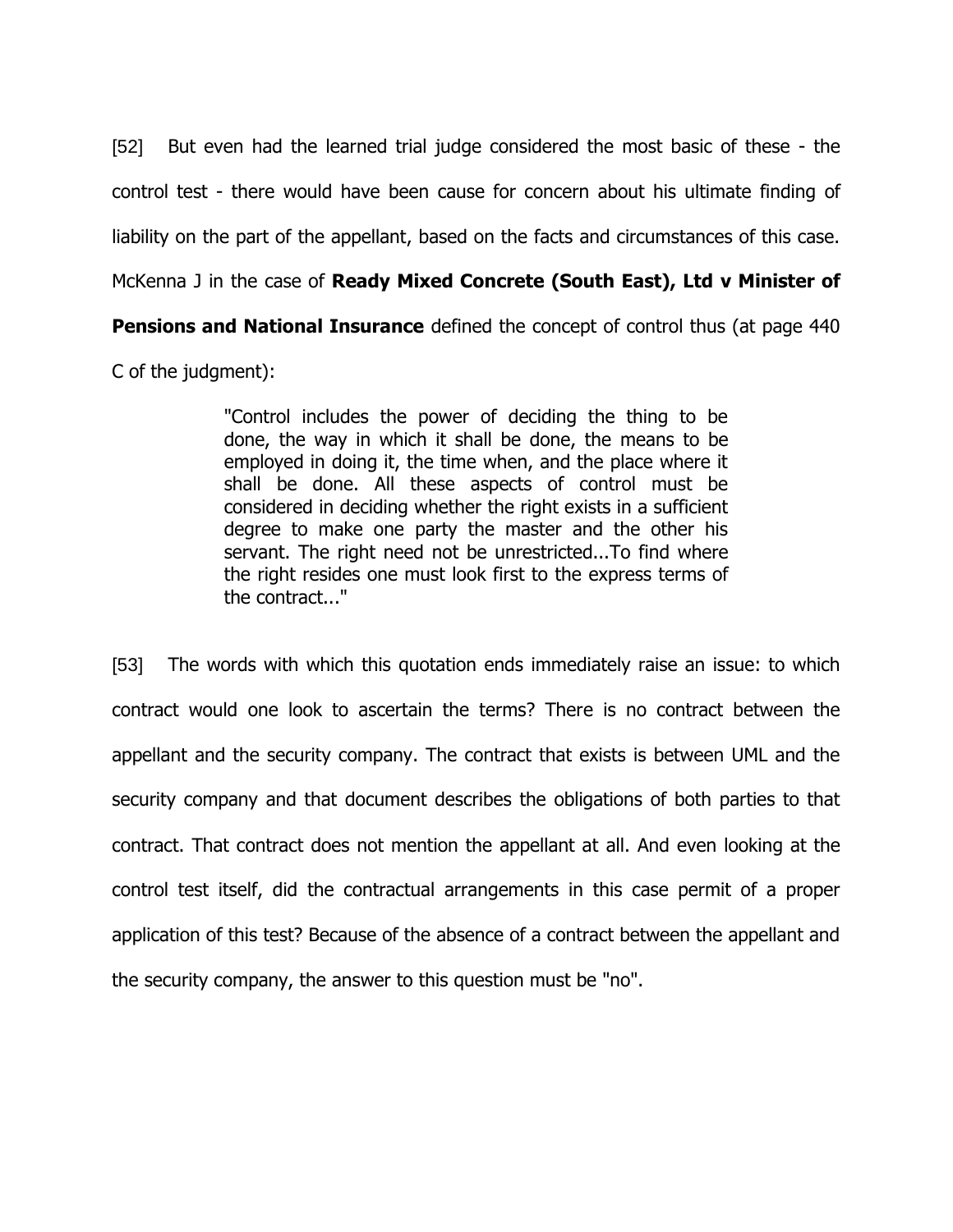[52] But even had the learned trial judge considered the most basic of these - the control test - there would have been cause for concern about his ultimate finding of liability on the part of the appellant, based on the facts and circumstances of this case. McKenna J in the case of **Ready Mixed Concrete (South East), Ltd v Minister of Pensions and National Insurance** defined the concept of control thus (at page 440 C of the judgment):

> "Control includes the power of deciding the thing to be done, the way in which it shall be done, the means to be employed in doing it, the time when, and the place where it shall be done. All these aspects of control must be considered in deciding whether the right exists in a sufficient degree to make one party the master and the other his servant. The right need not be unrestricted...To find where the right resides one must look first to the express terms of the contract..."

[53] The words with which this quotation ends immediately raise an issue: to which contract would one look to ascertain the terms? There is no contract between the appellant and the security company. The contract that exists is between UML and the security company and that document describes the obligations of both parties to that contract. That contract does not mention the appellant at all. And even looking at the control test itself, did the contractual arrangements in this case permit of a proper application of this test? Because of the absence of a contract between the appellant and the security company, the answer to this question must be "no".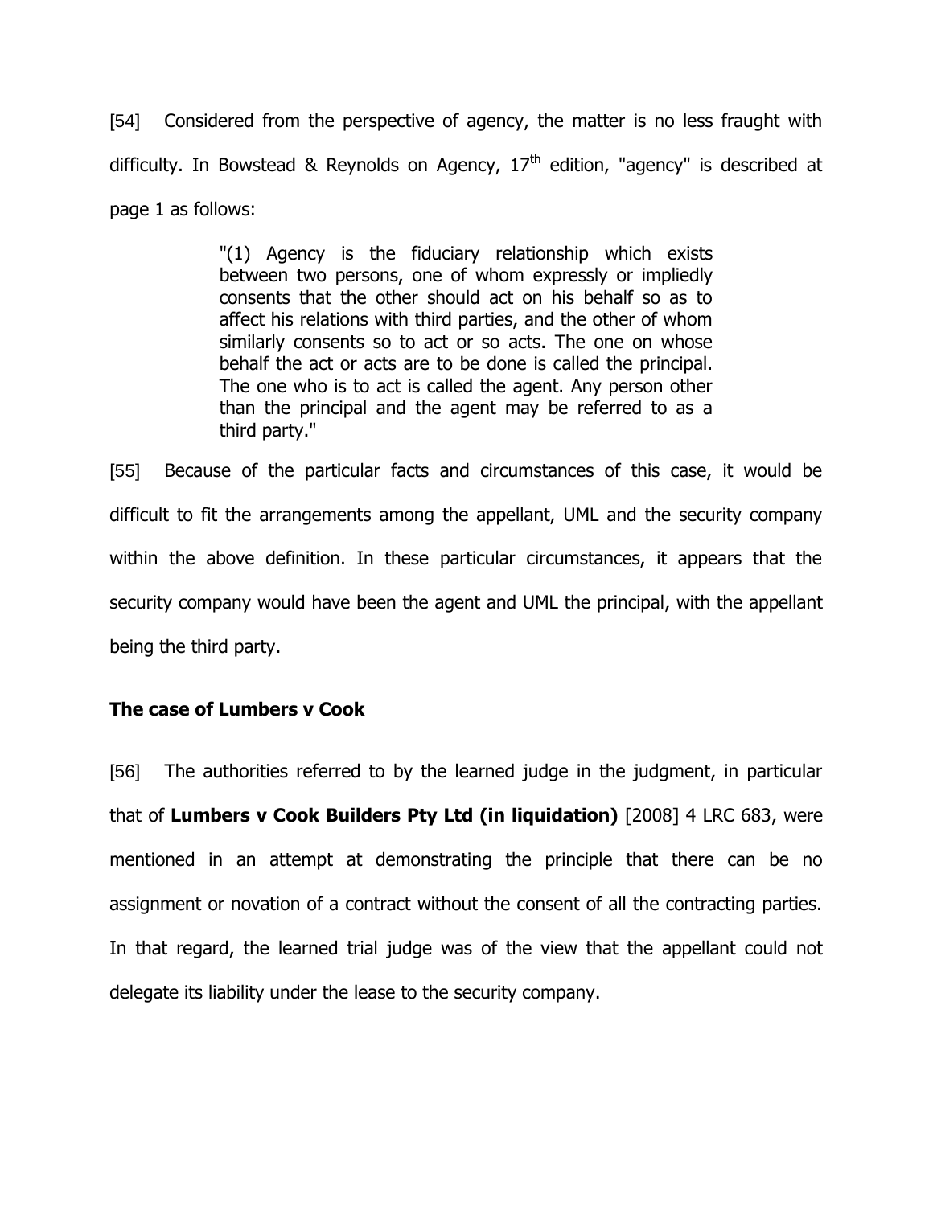[54] Considered from the perspective of agency, the matter is no less fraught with difficulty. In Bowstead & Reynolds on Agency, 17th edition, "agency" is described at page 1 as follows:

> "(1) Agency is the fiduciary relationship which exists between two persons, one of whom expressly or impliedly consents that the other should act on his behalf so as to affect his relations with third parties, and the other of whom similarly consents so to act or so acts. The one on whose behalf the act or acts are to be done is called the principal. The one who is to act is called the agent. Any person other than the principal and the agent may be referred to as a third party."

[55] Because of the particular facts and circumstances of this case, it would be difficult to fit the arrangements among the appellant, UML and the security company within the above definition. In these particular circumstances, it appears that the security company would have been the agent and UML the principal, with the appellant being the third party.

**The case of Lumbers v Cook**

[56] The authorities referred to by the learned judge in the judgment, in particular that of **Lumbers v Cook Builders Pty Ltd (in liquidation)** [2008] 4 LRC 683, were mentioned in an attempt at demonstrating the principle that there can be no assignment or novation of a contract without the consent of all the contracting parties. In that regard, the learned trial judge was of the view that the appellant could not delegate its liability under the lease to the security company.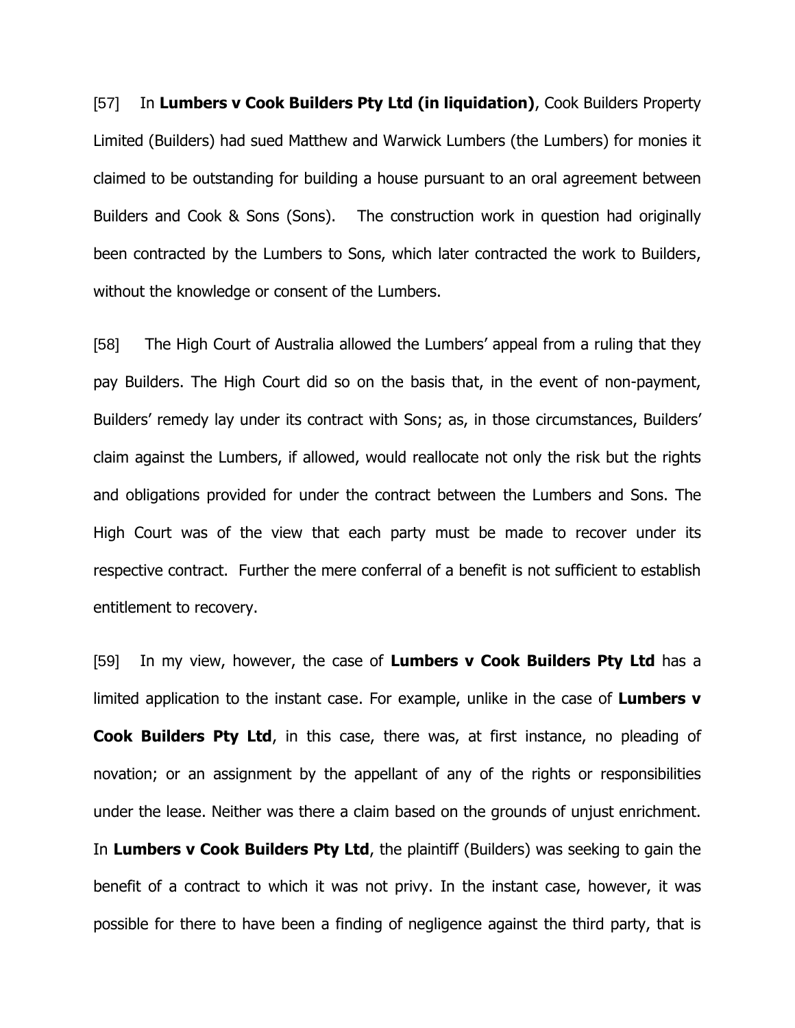[57] In **Lumbers v Cook Builders Pty Ltd (in liquidation)**, Cook Builders Property Limited (Builders) had sued Matthew and Warwick Lumbers (the Lumbers) for monies it claimed to be outstanding for building a house pursuant to an oral agreement between Builders and Cook & Sons (Sons). The construction work in question had originally been contracted by the Lumbers to Sons, which later contracted the work to Builders, without the knowledge or consent of the Lumbers.

[58] The High Court of Australia allowed the Lumbers' appeal from a ruling that they pay Builders. The High Court did so on the basis that, in the event of non-payment, Builders' remedy lay under its contract with Sons; as, in those circumstances, Builders' claim against the Lumbers, if allowed, would reallocate not only the risk but the rights and obligations provided for under the contract between the Lumbers and Sons. The High Court was of the view that each party must be made to recover under its respective contract. Further the mere conferral of a benefit is not sufficient to establish entitlement to recovery.

[59] In my view, however, the case of **Lumbers v Cook Builders Pty Ltd** has a limited application to the instant case. For example, unlike in the case of **Lumbers v Cook Builders Pty Ltd**, in this case, there was, at first instance, no pleading of novation; or an assignment by the appellant of any of the rights or responsibilities under the lease. Neither was there a claim based on the grounds of unjust enrichment. In **Lumbers v Cook Builders Pty Ltd**, the plaintiff (Builders) was seeking to gain the benefit of a contract to which it was not privy. In the instant case, however, it was possible for there to have been a finding of negligence against the third party, that is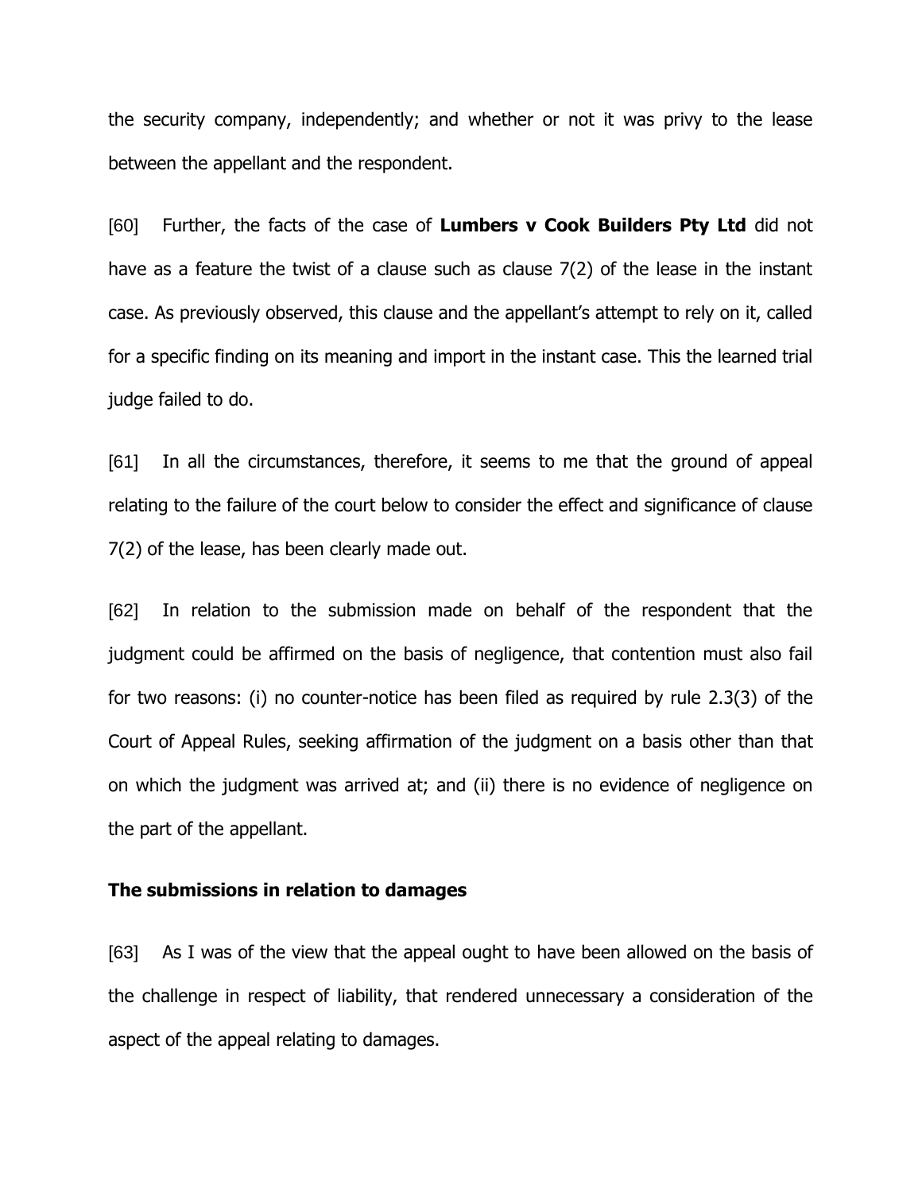the security company, independently; and whether or not it was privy to the lease between the appellant and the respondent.

[60] Further, the facts of the case of **Lumbers v Cook Builders Pty Ltd** did not have as a feature the twist of a clause such as clause 7(2) of the lease in the instant case. As previously observed, this clause and the appellant's attempt to rely on it, called for a specific finding on its meaning and import in the instant case. This the learned trial judge failed to do.

[61] In all the circumstances, therefore, it seems to me that the ground of appeal relating to the failure of the court below to consider the effect and significance of clause 7(2) of the lease, has been clearly made out.

[62] In relation to the submission made on behalf of the respondent that the judgment could be affirmed on the basis of negligence, that contention must also fail for two reasons: (i) no counter-notice has been filed as required by rule 2.3(3) of the Court of Appeal Rules, seeking affirmation of the judgment on a basis other than that on which the judgment was arrived at; and (ii) there is no evidence of negligence on the part of the appellant.

**The submissions in relation to damages**

[63] As I was of the view that the appeal ought to have been allowed on the basis of the challenge in respect of liability, that rendered unnecessary a consideration of the aspect of the appeal relating to damages.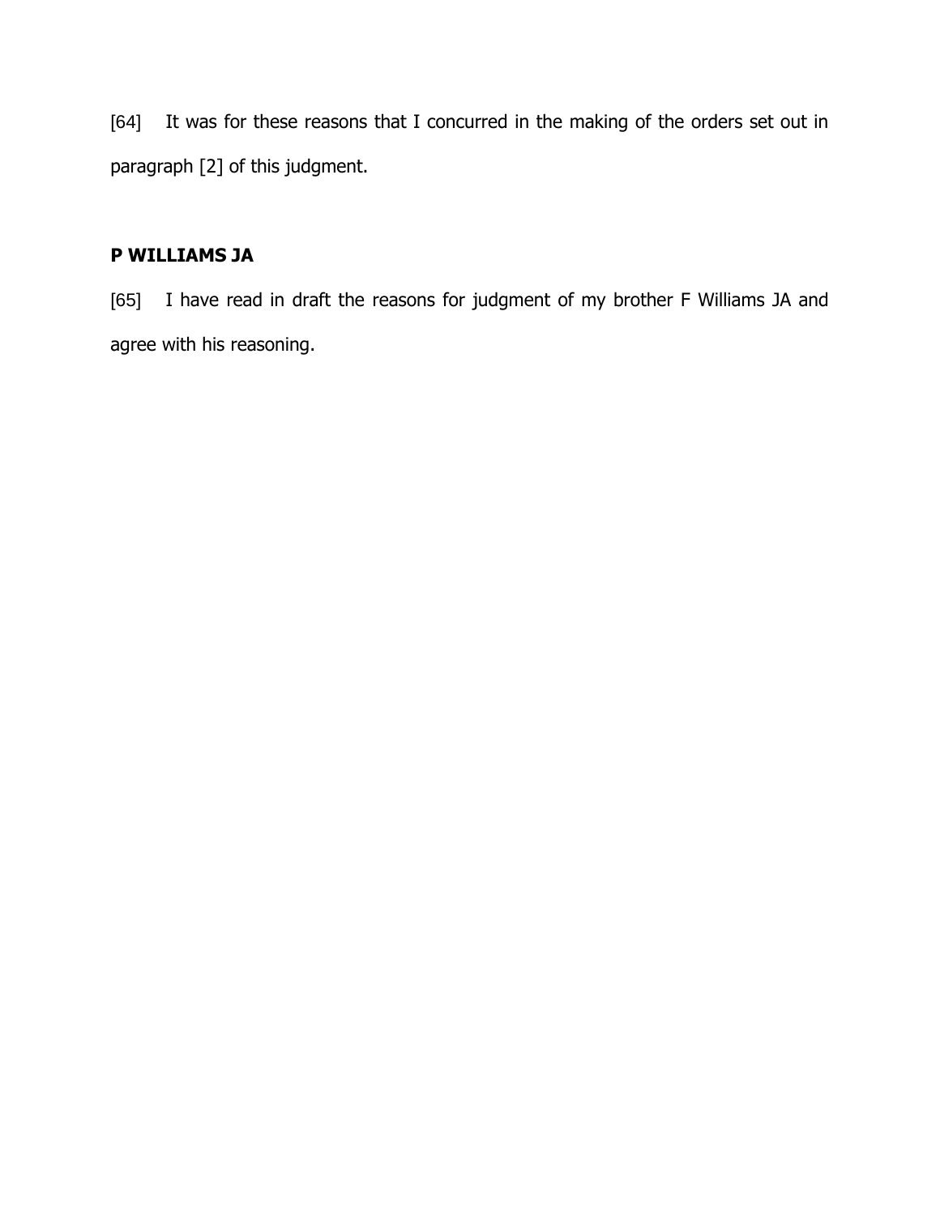[64] It was for these reasons that I concurred in the making of the orders set out in paragraph [2] of this judgment.

**P WILLIAMS JA**

[65] I have read in draft the reasons for judgment of my brother F Williams JA and agree with his reasoning.